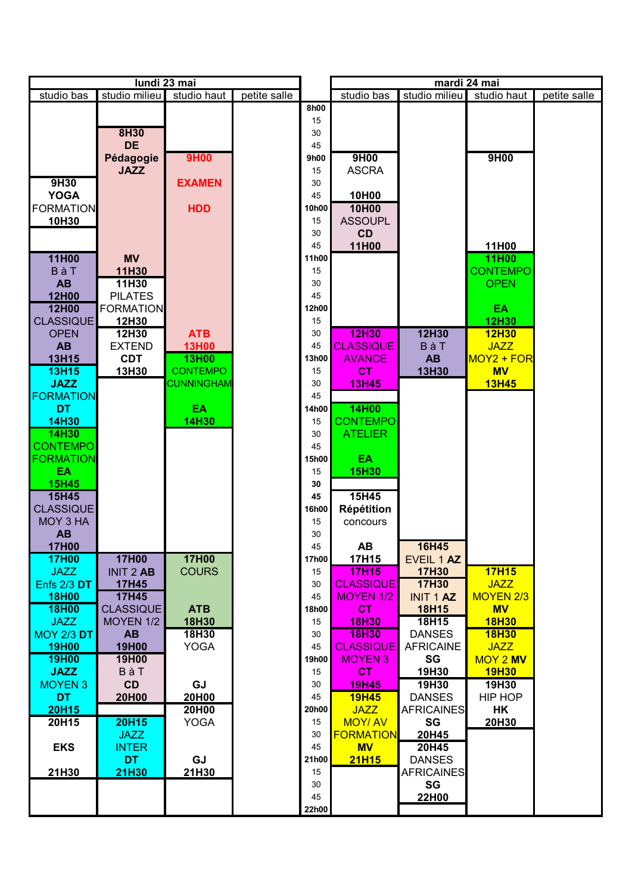## lundi 23 mai

| studio bas | studio milieu | studio haut | petite salle |
|---|---|---|---|
| 9H30 YOGA FORMATION 10H30 | 8H30 DE Pédagogie JAZZ MV 11H30 | 9H00 EXAMEN HDD ATB 13H00 | |
| 11H00 B à T AB 12H00 | 11H30 PILATES FORMATION 12H30 | 13H00 CONTEMPO CUNNINGHAM EA 14H30 | |
| 12H00 CLASSIQUE OPEN AB 13H15 | 12H30 EXTEND CDT 13H30 | 17H00 COURS ATB 18H30 | |
| 13H15 JAZZ FORMATION DT 14H30 | 17H00 INIT 2 AB 17H45 | 18H30 YOGA GJ 20H00 | |
| 14H30 CONTEMPO FORMATION EA 15H45 | 17H45 CLASSIQUE MOYEN 1/2 AB 19H00 | 20H00 YOGA GJ 21H30 | |
| 15H45 CLASSIQUE MOY 3 HA AB 17H00 | 19H00 B à T CD 20H00 | | |
| 17H00 JAZZ Enfs 2/3 DT 18H00 | 20H15 JAZZ INTER DT 21H30 | | |
| 18H00 JAZZ MOY 2/3 DT 19H00 | | | |
| 19H00 JAZZ MOYEN 3 DT 20H15 | | | |
| 20H15 EKS 21H30 | | | |

## mardi 24 mai

| studio bas | studio milieu | studio haut | petite salle |
|---|---|---|---|
| 9H00 ASCRA 10H00 | 12H30 B à T AB 13H30 | 9H00 11H00 | |
| 10H00 ASSOUPL CD 11H00 | 16H45 EVEIL 1 AZ 17H30 | 11H00 CONTEMPO OPEN EA 12H30 | |
| 12H30 CLASSIQUE AVANCÉ CT 13H45 | 17H30 INIT 1 AZ 18H15 | 12H30 JAZZ MOY2 + FOR MV 13H45 | |
| 14H00 CONTEMPO ATELIER EA 15H30 | 18H15 DANSES AFRICAINE SG 19H30 | 17H15 JAZZ MOYEN 2/3 MV 18H30 | |
| 15H45 Répétition concours AB 17H15 | 19H30 DANSES AFRICAINES SG 20H45 | 18H30 JAZZ MOY 2 MV 19H30 | |
| 17H15 CLASSIQUE MOYEN 1/2 CT 18H30 | 20H45 DANSES AFRICAINES SG 22H00 | 19H30 HIP HOP HK 20H30 | |
| 18H30 CLASSIQUE MOYEN 3 CT 19H45 | | | |
| 19H45 JAZZ MOY/ AV FORMATION MV 21H15 | | | |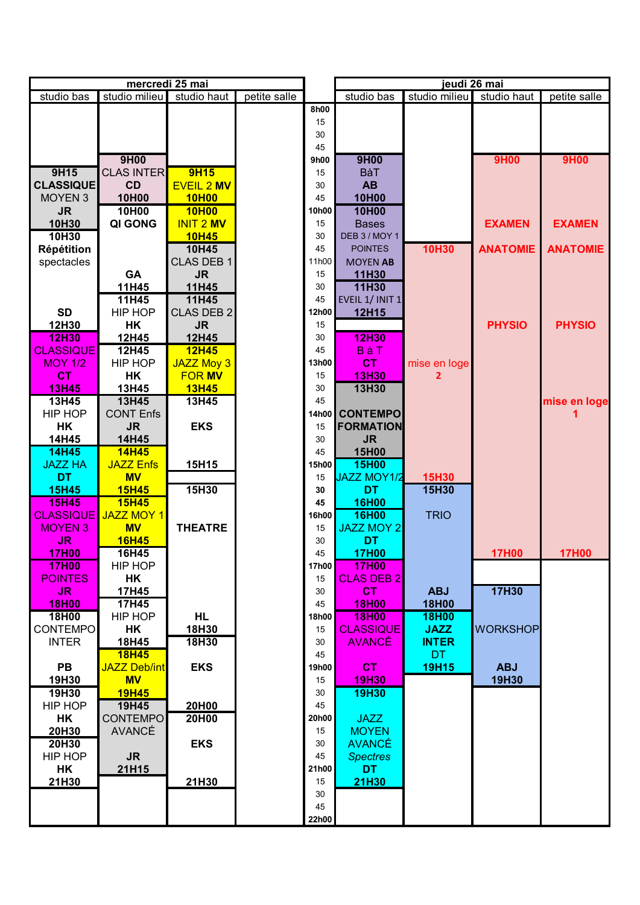| mercredi 25 mai | | | | | jeudi 26 mai | | | |
|---|---|---|---|---|---|---|---|---|
| studio bas | studio milieu | studio haut | petite salle | | studio bas | studio milieu | studio haut | petite salle |
| | | | | 8h00 | | | | |
| | | | | 15 | | | | |
| | | | | 30 | | | | |
| | | | | 45 | | | | |
| | 9H00 | | | 9h00 | 9H00 | | 9H00 | 9H00 |
| 9H15 | CLAS INTER | 9H15 | | 15 | BàT | | | |
| CLASSIQUE | CD | EVEIL 2 MV | | 30 | AB | | | |
| MOYEN 3 | 10H00 | 10H00 | | 45 | 10H00 | | | |
| JR | 10H00 | 10H00 | | 10h00 | 10H00 | | | |
| 10H30 | QI GONG | INIT 2 MV | | 15 | Bases | | EXAMEN | EXAMEN |
| 10H30 | | 10H45 | | 30 | DEB 3 / MOY 1 | | | |
| Répétition | | 10H45 | | 45 | POINTES | 10H30 | ANATOMIE | ANATOMIE |
| spectacles | | CLAS DEB 1 | | 11h00 | MOYEN AB | | | |
| | GA | JR | | 15 | 11H30 | | | |
| | 11H45 | 11H45 | | 30 | 11H30 | | | |
| | 11H45 | 11H45 | | 45 | EVEIL 1/ INIT 1 | | | |
| SD | HIP HOP | CLAS DEB 2 | | 12h00 | 12H15 | | | |
| 12H30 | HK | JR | | 15 | | | PHYSIO | PHYSIO |
| 12H30 | 12H45 | 12H45 | | 30 | 12H30 | | | |
| CLASSIQUE | 12H45 | 12H45 | | 45 | B à T | | | |
| MOY 1/2 | HIP HOP | JAZZ Moy 3 | | 13h00 | CT | mise en loge | | |
| CT | HK | FOR MV | | 15 | 13H30 | 2 | | |
| 13H45 | 13H45 | 13H45 | | 30 | 13H30 | | | |
| 13H45 | 13H45 | 13H45 | | 45 | | | | mise en loge |
| HIP HOP | CONT Enfs | | | 14h00 | CONTEMPO | | | 1 |
| HK | JR | EKS | | 15 | FORMATION | | | |
| 14H45 | 14H45 | | | 30 | JR | | | |
| 14H45 | 14H45 | | | 45 | 15H00 | | | |
| JAZZ HA | JAZZ Enfs | 15H15 | | 15h00 | 15H00 | | | |
| DT | MV | | | 15 | JAZZ MOY1/2 | 15H30 | | |
| 15H45 | 15H45 | 15H30 | | 30 | DT | 15H30 | | |
| 15H45 | 15H45 | | | 45 | 16H00 | | | |
| CLASSIQUE | JAZZ MOY 1 | | | 16h00 | 16H00 | TRIO | | |
| MOYEN 3 | MV | THEATRE | | 15 | JAZZ MOY 2 | | | |
| JR | 16H45 | | | 30 | DT | | | |
| 17H00 | 16H45 | | | 45 | 17H00 | | 17H00 | 17H00 |
| 17H00 | HIP HOP | | | 17h00 | 17H00 | | | |
| POINTES | HK | | | 15 | CLAS DEB 2 | | | |
| JR | 17H45 | | | 30 | CT | ABJ | 17H30 | |
| 18H00 | 17H45 | | | 45 | 18H00 | 18H00 | | |
| 18H00 | HIP HOP | HL | | 18h00 | 18H00 | 18H00 | | |
| CONTEMPO | HK | 18H30 | | 15 | CLASSIQUE | JAZZ | WORKSHOP | |
| INTER | 18H45 | 18H30 | | 30 | AVANCÉ | INTER | | |
| | 18H45 | | | 45 | | DT | | |
| PB | JAZZ Deb/int | EKS | | 19h00 | CT | 19H15 | ABJ | |
| 19H30 | MV | | | 15 | 19H30 | | 19H30 | |
| 19H30 | 19H45 | | | 30 | 19H30 | | | |
| HIP HOP | 19H45 | 20H00 | | 45 | | | | |
| HK | CONTEMPO | 20H00 | | 20h00 | JAZZ | | | |
| 20H30 | AVANCÉ | | | 15 | MOYEN | | | |
| 20H30 | | EKS | | 30 | AVANCÉ | | | |
| HIP HOP | JR | | | 45 | *Spectres* | | | |
| HK | 21H15 | | | 21h00 | DT | | | |
| 21H30 | | 21H30 | | 15 | 21H30 | | | |
| | | | | 30 | | | | |
| | | | | 45 | | | | |
| | | | | 22h00 | | | | |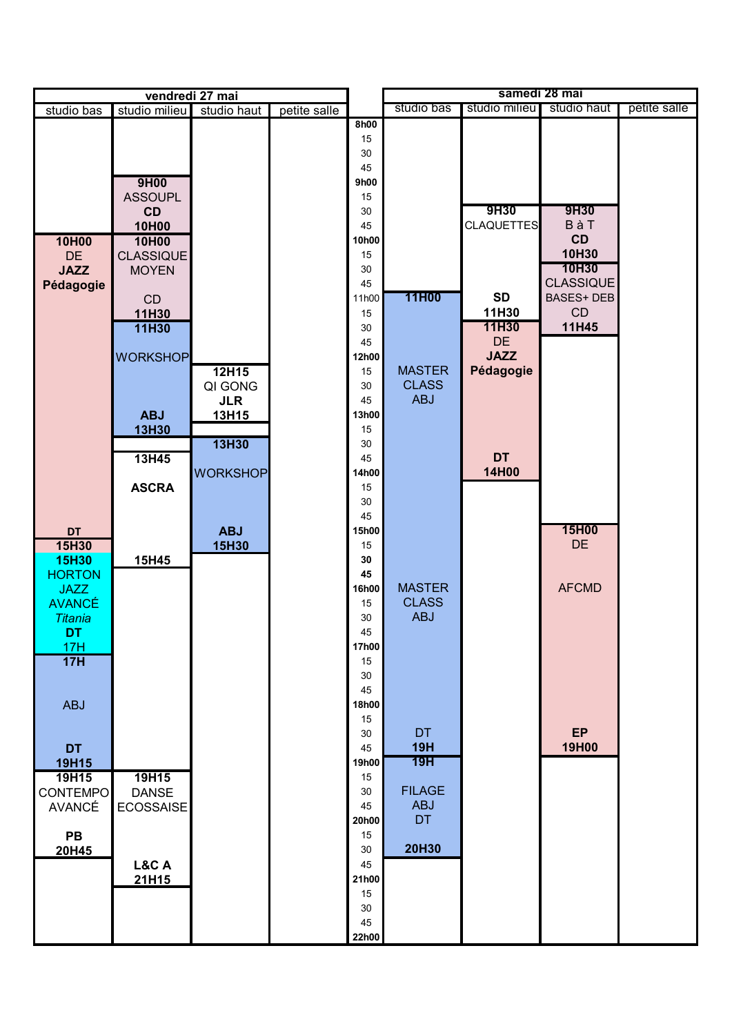| vendredi 27 mai | | | | | samedi 28 mai | | | |
|---|---|---|---|---|---|---|---|---|
| studio bas | studio milieu | studio haut | petite salle | | studio bas | studio milieu | studio haut | petite salle |
| | | | | 8h00 | | | | |
| | | | | 15 | | | | |
| | | | | 30 | | | | |
| | | | | 45 | | | | |
| | 9H00 ASSOUPL **CD** 10H00 | | | 9h00 | | | | |
| | | | | 15 | | | | |
| | | | | 30 | | 9H30 CLAQUETTES | 9H30 B à T **CD** 10H30 | |
| | | | | 45 | | | | |
| 10H00 DE **JAZZ Pédagogie** | 10H00 CLASSIQUE MOYEN CD 11H30 | | | 10h00 | | | | |
| | | | | 15 | | | | |
| | | | | 30 | | | 10H30 CLASSIQUE BASES+ DEB CD 11H45 | |
| | | | | 45 | | | | |
| | | | | 11h00 | 11H00 MASTER CLASS ABJ | **SD** 11H30 | | |
| | | | | 15 | | | | |
| | 11H30 WORKSHOP **ABJ** 13H30 | | | 30 | | 11H30 DE **JAZZ Pédagogie** **DT** 14H00 | | |
| | | | | 45 | | | | |
| | | | | 12h00 | | | | |
| | | 12H15 QI GONG **JLR** 13H15 | | 15 | | | | |
| | | | | 30 | | | | |
| | | | | 45 | | | | |
| | | | | 13h00 | | | | |
| | | | | 15 | | | | |
| | | 13H30 WORKSHOP **ABJ** 15H30 | | 30 | | | | |
| | 13H45 **ASCRA** 15H45 | | | 45 | | | | |
| | | | | 14h00 | | | | |
| | | | | 15 | | | | |
| | | | | 30 | | | | |
| | | | | 45 | | | | |
| **DT** 15H30 | | | | 15h00 | | | 15H00 DE AFCMD **EP** 19H00 | |
| 15H30 HORTON JAZZ AVANCÉ *Titania* **DT** 17H | | | | 15 | | | | |
| | | | | 30 | | | | |
| | | | | 45 | | | | |
| | | | | 16h00 | MASTER CLASS ABJ | | | |
| | | | | 15 | | | | |
| | | | | 30 | | | | |
| | | | | 45 | | | | |
| 17H ABJ **DT** 19H15 | | | | 17h00 | | | | |
| | | | | 15 | | | | |
| | | | | 30 | | | | |
| | | | | 45 | | | | |
| | | | | 18h00 | | | | |
| | | | | 15 | | | | |
| | | | | 30 | DT 19H | | | |
| | | | | 45 | | | | |
| | | | | 19h00 | 19H FILAGE ABJ DT 20H30 | | | |
| 19H15 CONTEMPO AVANCÉ **PB** 20H45 | 19H15 DANSE ECOSSAISE **L&C A** 21H15 | | | 15 | | | | |
| | | | | 30 | | | | |
| | | | | 45 | | | | |
| | | | | 20h00 | | | | |
| | | | | 15 | | | | |
| | | | | 30 | | | | |
| | | | | 45 | | | | |
| | | | | 21h00 | | | | |
| | | | | 15 | | | | |
| | | | | 30 | | | | |
| | | | | 45 | | | | |
| | | | | 22h00 | | | | |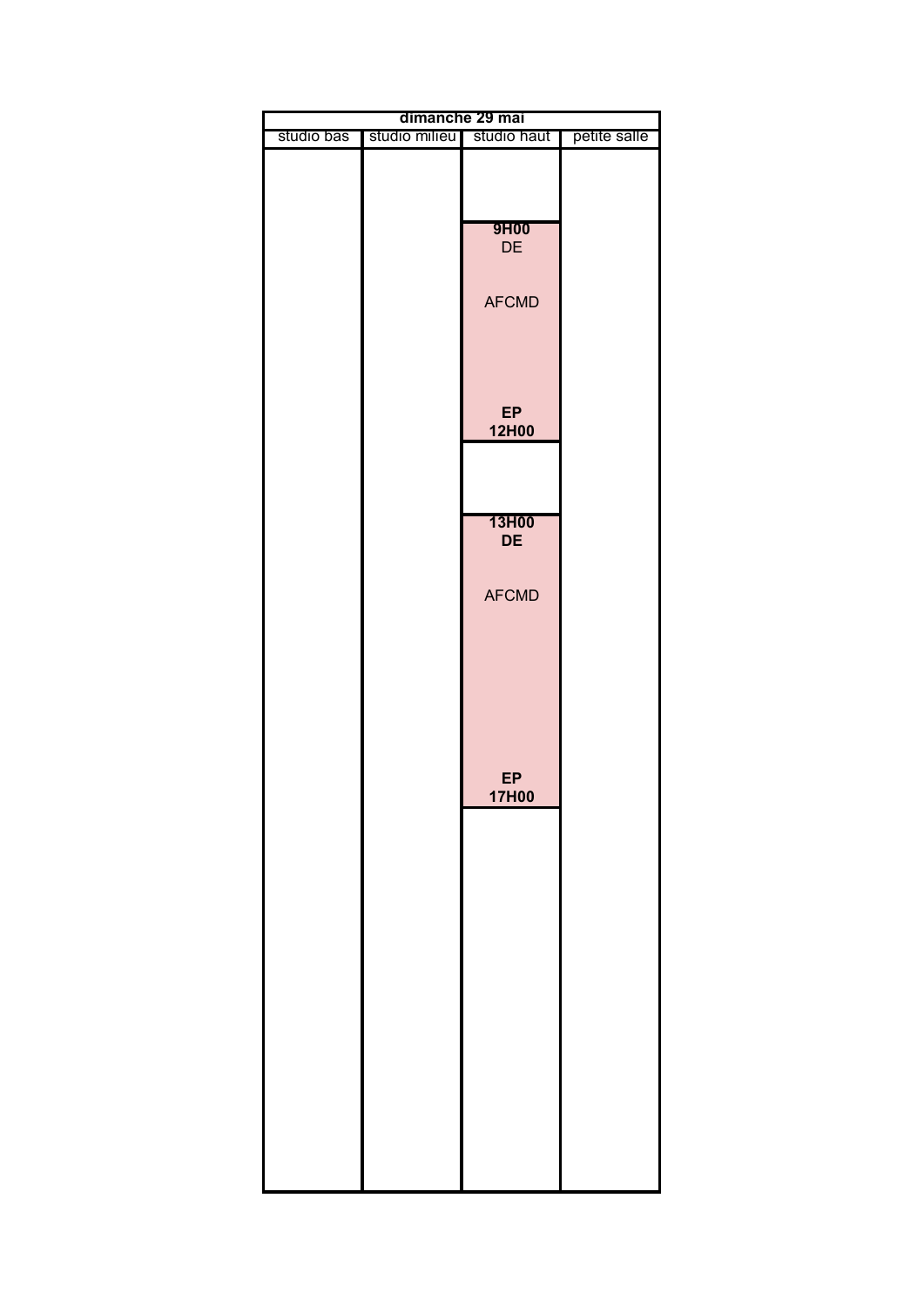| dimanche 29 mai | | | |
|---|---|---|---|
| studio bas | studio milieu | studio haut | petite salle |
| | | **9H00** DE AFCMD **EP** **12H00** | |
| | | **13H00** **DE** AFCMD **EP** **17H00** | |